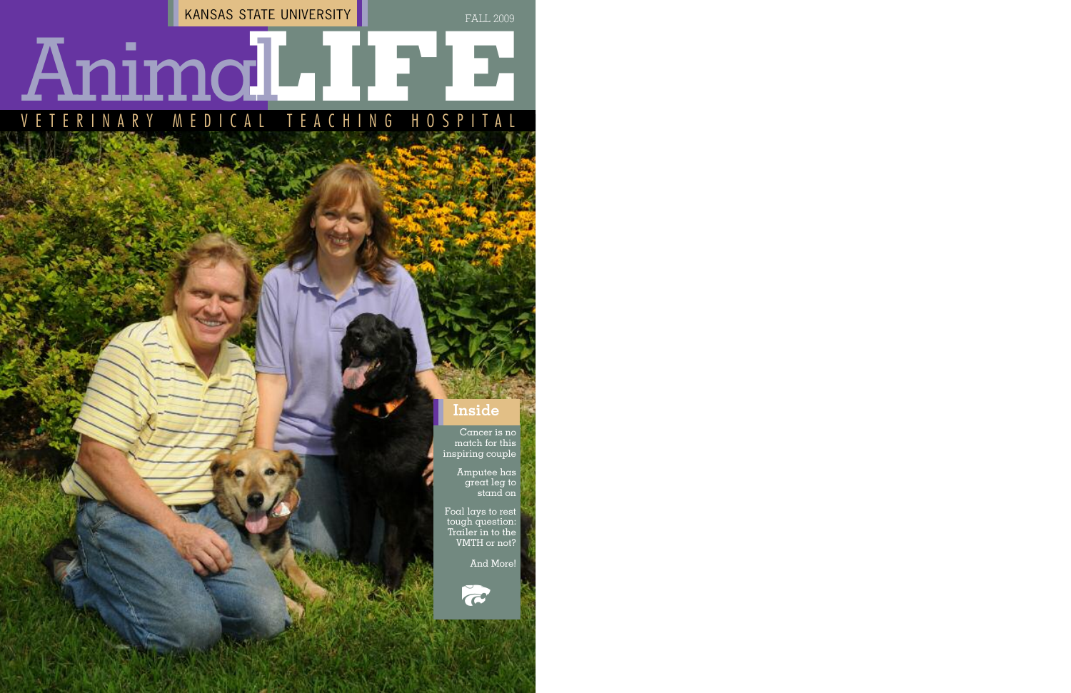KANSAS STATE UNIVERSITY

FALL 2009

# Animal LIFE

VETERINARY MEDICAL TEACHING HOSPITAL

## Inside

Cancer is no match for this inspiring couple

Amputee has great leg to stand on

Foal lays to rest tough question: Trailer in to the VMTH or not?

And More!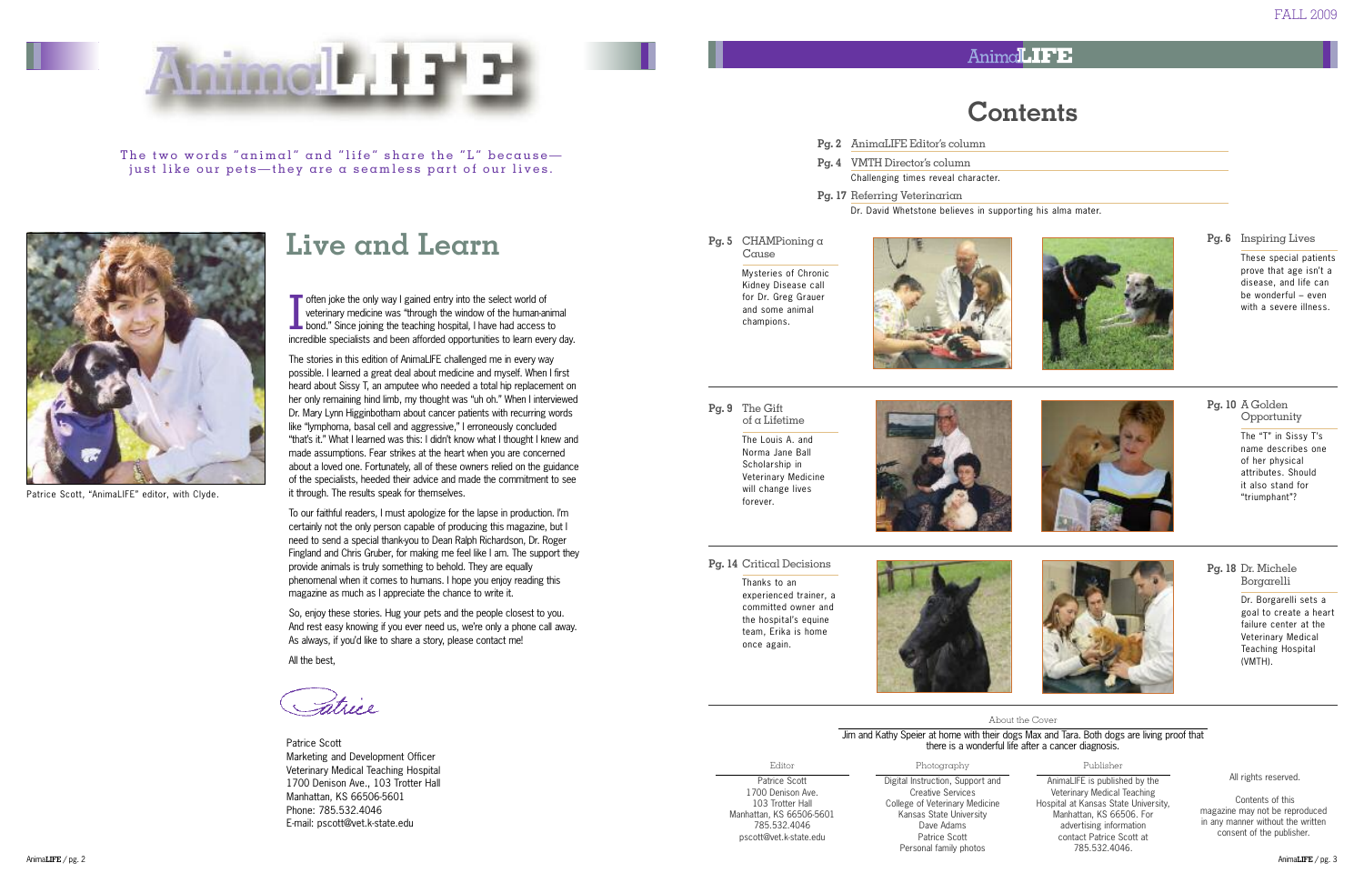# AnimaLIFE

The two words "animal" and "life" share the "L" because—just like our pets—they are a seamless part of our lives.

Patrice Scott, "AnimaLIFE" editor, with Clyde.

## Live and Learn

I often joke the only way I gained entry into the select world of veterinary medicine was "through the window of the human-animal bond." Since joining the teaching hospital, I have had access to incredible specialists and been afforded opportunities to learn every day.

The stories in this edition of AnimaLIFE challenged me in every way possible. I learned a great deal about medicine and myself. When I first heard about Sissy T, an amputee who needed a total hip replacement on her only remaining hind limb, my thought was "uh oh." When I interviewed Dr. Mary Lynn Higginbotham about cancer patients with recurring words like "lymphoma, basal cell and aggressive," I erroneously concluded "that's it." What I learned was this: I didn't know what I thought I knew and made assumptions. Fear strikes at the heart when you are concerned about a loved one. Fortunately, all of these owners relied on the guidance of the specialists, heeded their advice and made the commitment to see it through. The results speak for themselves.

To our faithful readers, I must apologize for the lapse in production. I'm certainly not the only person capable of producing this magazine, but I need to send a special thank-you to Dean Ralph Richardson, Dr. Roger Fingland and Chris Gruber, for making me feel like I am. The support they provide animals is truly something to behold. They are equally phenomenal when it comes to humans. I hope you enjoy reading this magazine as much as I appreciate the chance to write it.

So, enjoy these stories. Hug your pets and the people closest to you. And rest easy knowing if you ever need us, we're only a phone call away. As always, if you'd like to share a story, please contact me!

All the best,

Patrice

Patrice Scott
Marketing and Development Officer
Veterinary Medical Teaching Hospital
1700 Denison Ave., 103 Trotter Hall
Manhattan, KS 66506-5601
Phone: 785.532.4046
E-mail: pscott@vet.k-state.edu

FALL 2009

## Contents

**Pg. 2** AnimaLIFE Editor's column

**Pg. 4** VMTH Director's column
Challenging times reveal character.

**Pg. 17** Referring Veterinarian
Dr. David Whetstone believes in supporting his alma mater.

**Pg. 5** CHAMPioning a Cause
Mysteries of Chronic Kidney Disease call for Dr. Greg Grauer and some animal champions.

**Pg. 6** Inspiring Lives
These special patients prove that age isn't a disease, and life can be wonderful – even with a severe illness.

**Pg. 9** The Gift of a Lifetime
The Louis A. and Norma Jane Ball Scholarship in Veterinary Medicine will change lives forever.

**Pg. 10** A Golden Opportunity
The "T" in Sissy T's name describes one of her physical attributes. Should it also stand for "triumphant"?

**Pg. 14** Critical Decisions
Thanks to an experienced trainer, a committed owner and the hospital's equine team, Erika is home once again.

**Pg. 18** Dr. Michele Borgarelli
Dr. Borgarelli sets a goal to create a heart failure center at the Veterinary Medical Teaching Hospital (VMTH).

About the Cover

Jim and Kathy Speier at home with their dogs Max and Tara. Both dogs are living proof that there is a wonderful life after a cancer diagnosis.

**Editor**
Patrice Scott
1700 Denison Ave.
103 Trotter Hall
Manhattan, KS 66506-5601
785.532.4046
pscott@vet.k-state.edu

**Photography**
Digital Instruction, Support and Creative Services
College of Veterinary Medicine
Kansas State University
Dave Adams
Patrice Scott
Personal family photos

**Publisher**
AnimaLIFE is published by the Veterinary Medical Teaching Hospital at Kansas State University, Manhattan, KS 66506. For advertising information contact Patrice Scott at 785.532.4046.

All rights reserved.

Contents of this magazine may not be reproduced in any manner without the written consent of the publisher.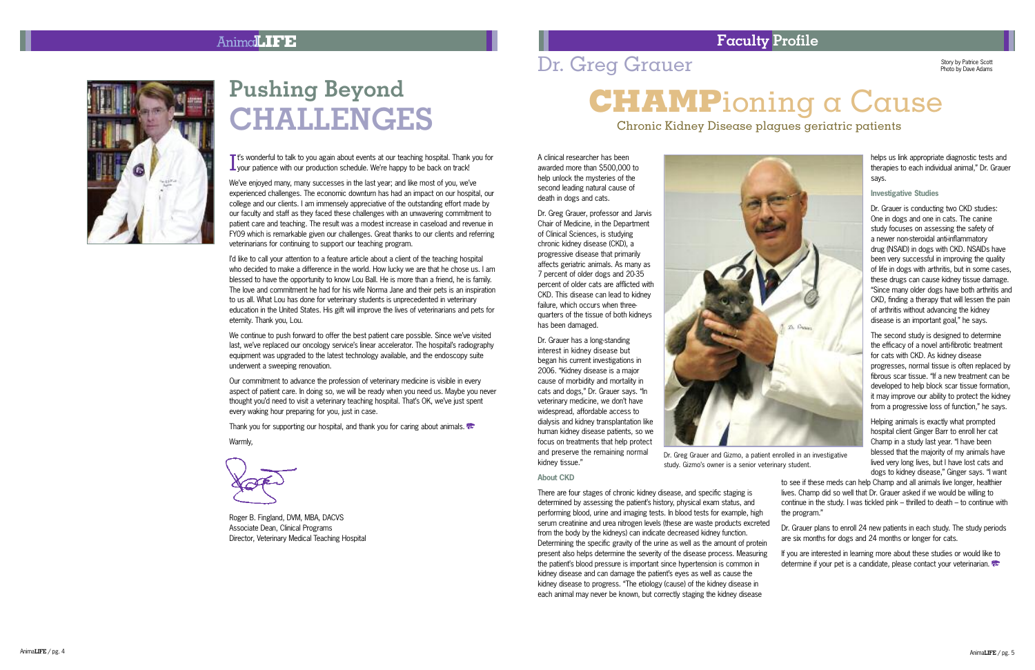# Pushing Beyond CHALLENGES

It's wonderful to talk to you again about events at our teaching hospital. Thank you for your patience with our production schedule. We're happy to be back on track!

We've enjoyed many, many successes in the last year; and like most of you, we've experienced challenges. The economic downturn has had an impact on our hospital, our college and our clients. I am immensely appreciative of the outstanding effort made by our faculty and staff as they faced these challenges with an unwavering commitment to patient care and teaching. The result was a modest increase in caseload and revenue in FY09 which is remarkable given our challenges. Great thanks to our clients and referring veterinarians for continuing to support our teaching program.

I'd like to call your attention to a feature article about a client of the teaching hospital who decided to make a difference in the world. How lucky we are that he chose us. I am blessed to have the opportunity to know Lou Ball. He is more than a friend, he is family. The love and commitment he had for his wife Norma Jane and their pets is an inspiration to us all. What Lou has done for veterinary students is unprecedented in veterinary education in the United States. His gift will improve the lives of veterinarians and pets for eternity. Thank you, Lou.

We continue to push forward to offer the best patient care possible. Since we've visited last, we've replaced our oncology service's linear accelerator. The hospital's radiography equipment was upgraded to the latest technology available, and the endoscopy suite underwent a sweeping renovation.

Our commitment to advance the profession of veterinary medicine is visible in every aspect of patient care. In doing so, we will be ready when you need us. Maybe you never thought you'd need to visit a veterinary teaching hospital. That's OK, we've just spent every waking hour preparing for you, just in case.

Thank you for supporting our hospital, and thank you for caring about animals.

Warmly,

Roger B. Fingland, DVM, MBA, DACVS
Associate Dean, Clinical Programs
Director, Veterinary Medical Teaching Hospital

## Faculty Profile

# Dr. Greg Grauer

Story by Patrice Scott
Photo by Dave Adams

# CHAMPioning a Cause

## Chronic Kidney Disease plagues geriatric patients

A clinical researcher has been awarded more than $500,000 to help unlock the mysteries of the second leading natural cause of death in dogs and cats.

Dr. Greg Grauer, professor and Jarvis Chair of Medicine, in the Department of Clinical Sciences, is studying chronic kidney disease (CKD), a progressive disease that primarily affects geriatric animals. As many as 7 percent of older dogs and 20-35 percent of older cats are afflicted with CKD. This disease can lead to kidney failure, which occurs when three-quarters of the tissue of both kidneys has been damaged.

Dr. Grauer has a long-standing interest in kidney disease but began his current investigations in 2006. "Kidney disease is a major cause of morbidity and mortality in cats and dogs," Dr. Grauer says. "In veterinary medicine, we don't have widespread, affordable access to dialysis and kidney transplantation like human kidney disease patients, so we focus on treatments that help protect and preserve the remaining normal kidney tissue."

Dr. Greg Grauer and Gizmo, a patient enrolled in an investigative study. Gizmo's owner is a senior veterinary student.

### About CKD

There are four stages of chronic kidney disease, and specific staging is determined by assessing the patient's history, physical exam status, and performing blood, urine and imaging tests. In blood tests for example, high serum creatinine and urea nitrogen levels (these are waste products excreted from the body by the kidneys) can indicate decreased kidney function. Determining the specific gravity of the urine as well as the amount of protein present also helps determine the severity of the disease process. Measuring the patient's blood pressure is important since hypertension is common in kidney disease and can damage the patient's eyes as well as cause the kidney disease to progress. "The etiology (cause) of the kidney disease in each animal may never be known, but correctly staging the kidney disease helps us link appropriate diagnostic tests and therapies to each individual animal," Dr. Grauer says.

### Investigative Studies

Dr. Grauer is conducting two CKD studies: One in dogs and one in cats. The canine study focuses on assessing the safety of a newer non-steroidal anti-inflammatory drug (NSAID) in dogs with CKD. NSAIDs have been very successful in improving the quality of life in dogs with arthritis, but in some cases, these drugs can cause kidney tissue damage. "Since many older dogs have both arthritis and CKD, finding a therapy that will lessen the pain of arthritis without advancing the kidney disease is an important goal," he says.

The second study is designed to determine the efficacy of a novel anti-fibrotic treatment for cats with CKD. As kidney disease progresses, normal tissue is often replaced by fibrous scar tissue. "If a new treatment can be developed to help block scar tissue formation, it may improve our ability to protect the kidney from a progressive loss of function," he says.

Helping animals is exactly what prompted hospital client Ginger Barr to enroll her cat Champ in a study last year. "I have been blessed that the majority of my animals have lived very long lives, but I have lost cats and dogs to kidney disease," Ginger says. "I want to see if these meds can help Champ and all animals live longer, healthier lives. Champ did so well that Dr. Grauer asked if we would be willing to continue in the study. I was tickled pink – thrilled to death – to continue with the program."

Dr. Grauer plans to enroll 24 new patients in each study. The study periods are six months for dogs and 24 months or longer for cats.

If you are interested in learning more about these studies or would like to determine if your pet is a candidate, please contact your veterinarian.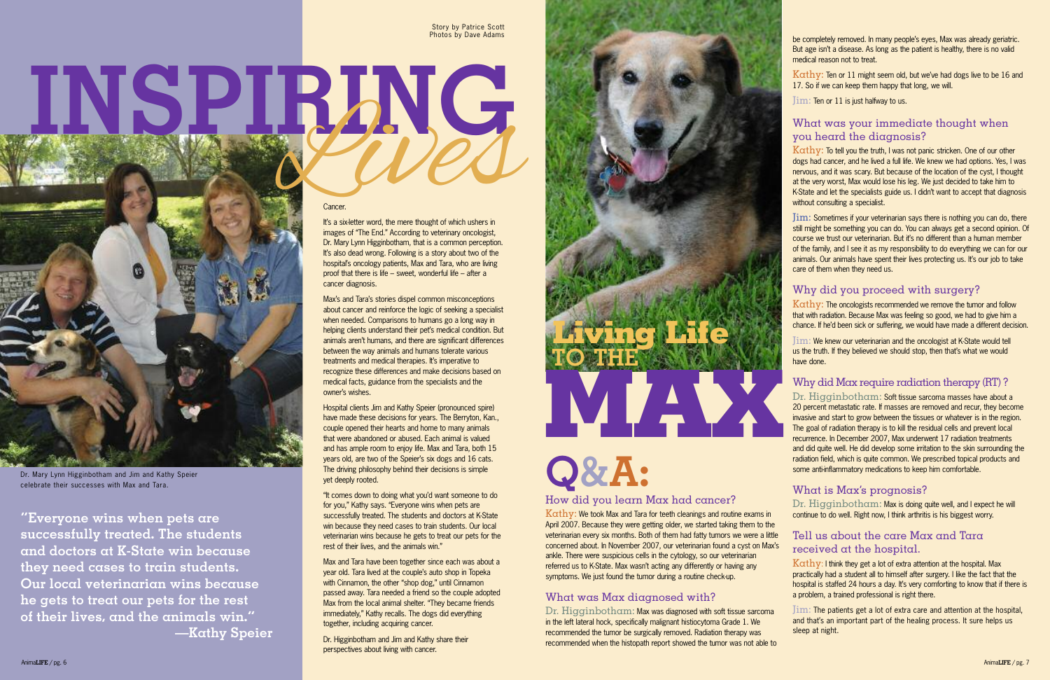Story by Patrice Scott
Photos by Dave Adams

# INSPIRING *Lives*

Dr. Mary Lynn Higginbotham and Jim and Kathy Speier celebrate their successes with Max and Tara.

**"Everyone wins when pets are successfully treated. The students and doctors at K-State win because they need cases to train students. Our local veterinarian wins because he gets to treat our pets for the rest of their lives, and the animals win." —Kathy Speier**

Cancer.

It's a six-letter word, the mere thought of which ushers in images of "The End." According to veterinary oncologist, Dr. Mary Lynn Higginbotham, that is a common perception. It's also dead wrong. Following is a story about two of the hospital's oncology patients, Max and Tara, who are living proof that there is life – sweet, wonderful life – after a cancer diagnosis.

Max's and Tara's stories dispel common misconceptions about cancer and reinforce the logic of seeking a specialist when needed. Comparisons to humans go a long way in helping clients understand their pet's medical condition. But animals aren't humans, and there are significant differences between the way animals and humans tolerate various treatments and medical therapies. It's imperative to recognize these differences and make decisions based on medical facts, guidance from the specialists and the owner's wishes.

Hospital clients Jim and Kathy Speier (pronounced spire) have made these decisions for years. The Berryton, Kan., couple opened their hearts and home to many animals that were abandoned or abused. Each animal is valued and has ample room to enjoy life. Max and Tara, both 15 years old, are two of the Speier's six dogs and 16 cats. The driving philosophy behind their decisions is simple yet deeply rooted.

"It comes down to doing what you'd want someone to do for you," Kathy says. "Everyone wins when pets are successfully treated. The students and doctors at K-State win because they need cases to train students. Our local veterinarian wins because he gets to treat our pets for the rest of their lives, and the animals win."

Max and Tara have been together since each was about a year old. Tara lived at the couple's auto shop in Topeka with Cinnamon, the other "shop dog," until Cinnamon passed away. Tara needed a friend so the couple adopted Max from the local animal shelter. "They became friends immediately," Kathy recalls. The dogs did everything together, including acquiring cancer.

Dr. Higginbotham and Jim and Kathy share their perspectives about living with cancer.

## Living Life TO THE MAX

## Q&A:

### How did you learn Max had cancer?

**Kathy:** We took Max and Tara for teeth cleanings and routine exams in April 2007. Because they were getting older, we started taking them to the veterinarian every six months. Both of them had fatty tumors we were a little concerned about. In November 2007, our veterinarian found a cyst on Max's ankle. There were suspicious cells in the cytology, so our veterinarian referred us to K-State. Max wasn't acting any differently or having any symptoms. We just found the tumor during a routine check-up.

### What was Max diagnosed with?

**Dr. Higginbotham:** Max was diagnosed with soft tissue sarcoma in the left lateral hock, specifically malignant histiocytoma Grade 1. We recommended the tumor be surgically removed. Radiation therapy was recommended when the histopath report showed the tumor was not able to be completely removed. In many people's eyes, Max was already geriatric. But age isn't a disease. As long as the patient is healthy, there is no valid medical reason not to treat.

**Kathy:** Ten or 11 might seem old, but we've had dogs live to be 16 and 17. So if we can keep them happy that long, we will.

**Jim:** Ten or 11 is just halfway to us.

### What was your immediate thought when you heard the diagnosis?

**Kathy:** To tell you the truth, I was not panic stricken. One of our other dogs had cancer, and he lived a full life. We knew we had options. Yes, I was nervous, and it was scary. But because of the location of the cyst, I thought at the very worst, Max would lose his leg. We just decided to take him to K-State and let the specialists guide us. I didn't want to accept that diagnosis without consulting a specialist.

**Jim:** Sometimes if your veterinarian says there is nothing you can do, there still might be something you can do. You can always get a second opinion. Of course we trust our veterinarian. But it's no different than a human member of the family, and I see it as my responsibility to do everything we can for our animals. Our animals have spent their lives protecting us. It's our job to take care of them when they need us.

### Why did you proceed with surgery?

**Kathy:** The oncologists recommended we remove the tumor and follow that with radiation. Because Max was feeling so good, we had to give him a chance. If he'd been sick or suffering, we would have made a different decision.

**Jim:** We knew our veterinarian and the oncologist at K-State would tell us the truth. If they believed we should stop, then that's what we would have done.

### Why did Max require radiation therapy (RT)?

**Dr. Higginbotham:** Soft tissue sarcoma masses have about a 20 percent metastatic rate. If masses are removed and recur, they become invasive and start to grow between the tissues or whatever is in the region. The goal of radiation therapy is to kill the residual cells and prevent local recurrence. In December 2007, Max underwent 17 radiation treatments and did quite well. He did develop some irritation to the skin surrounding the radiation field, which is quite common. We prescribed topical products and some anti-inflammatory medications to keep him comfortable.

### What is Max's prognosis?

**Dr. Higginbotham:** Max is doing quite well, and I expect he will continue to do well. Right now, I think arthritis is his biggest worry.

### Tell us about the care Max and Tara received at the hospital.

**Kathy:** I think they get a lot of extra attention at the hospital. Max practically had a student all to himself after surgery. I like the fact that the hospital is staffed 24 hours a day. It's very comforting to know that if there is a problem, a trained professional is right there.

**Jim:** The patients get a lot of extra care and attention at the hospital, and that's an important part of the healing process. It sure helps us sleep at night.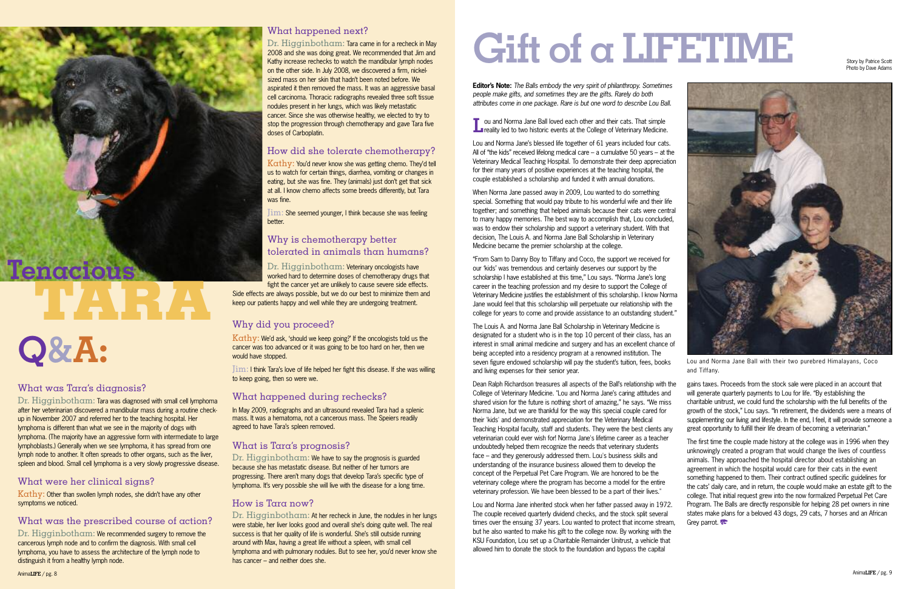# Tenacious TARA Q&A:

## What was Tara's diagnosis?

Dr. Higginbotham: Tara was diagnosed with small cell lymphoma after her veterinarian discovered a mandibular mass during a routine check-up in November 2007 and referred her to the teaching hospital. Her lymphoma is different than what we see in the majority of dogs with lymphoma. (The majority have an aggressive form with intermediate to large lymphoblasts.) Generally when we see lymphoma, it has spread from one lymph node to another. It often spreads to other organs, such as the liver, spleen and blood. Small cell lymphoma is a very slowly progressive disease.

## What were her clinical signs?

Kathy: Other than swollen lymph nodes, she didn't have any other symptoms we noticed.

## What was the prescribed course of action?

Dr. Higginbotham: We recommended surgery to remove the cancerous lymph node and to confirm the diagnosis. With small cell lymphoma, you have to assess the architecture of the lymph node to distinguish it from a healthy lymph node.

## What happened next?

Dr. Higginbotham: Tara came in for a recheck in May 2008 and she was doing great. We recommended that Jim and Kathy increase rechecks to watch the mandibular lymph nodes on the other side. In July 2008, we discovered a firm, nickel-sized mass on her skin that hadn't been noted before. We aspirated it then removed the mass. It was an aggressive basal cell carcinoma. Thoracic radiographs revealed three soft tissue nodules present in her lungs, which was likely metastatic cancer. Since she was otherwise healthy, we elected to try to stop the progression through chemotherapy and gave Tara five doses of Carboplatin.

## How did she tolerate chemotherapy?

Kathy: You'd never know she was getting chemo. They'd tell us to watch for certain things, diarrhea, vomiting or changes in eating, but she was fine. They (animals) just don't get that sick at all. I know chemo affects some breeds differently, but Tara was fine.

Jim: She seemed younger, I think because she was feeling better.

## Why is chemotherapy better tolerated in animals than humans?

Dr. Higginbotham: Veterinary oncologists have worked hard to determine doses of chemotherapy drugs that fight the cancer yet are unlikely to cause severe side effects. Side effects are always possible, but we do our best to minimize them and keep our patients happy and well while they are undergoing treatment.

## Why did you proceed?

Kathy: We'd ask, 'should we keep going?' If the oncologists told us the cancer was too advanced or it was going to be too hard on her, then we would have stopped.

Jim: I think Tara's love of life helped her fight this disease. If she was willing to keep going, then so were we.

## What happened during rechecks?

In May 2009, radiographs and an ultrasound revealed Tara had a splenic mass. It was a hematoma, not a cancerous mass. The Speiers readily agreed to have Tara's spleen removed.

## What is Tara's prognosis?

Dr. Higginbotham: We have to say the prognosis is guarded because she has metastatic disease. But neither of her tumors are progressing. There aren't many dogs that develop Tara's specific type of lymphoma. It's very possible she will live with the disease for a long time.

## How is Tara now?

Dr. Higginbotham: At her recheck in June, the nodules in her lungs were stable, her liver looks good and overall she's doing quite well. The real success is that her quality of life is wonderful. She's still outside running around with Max, having a great life without a spleen, with small cell lymphoma and with pulmonary nodules. But to see her, you'd never know she has cancer – and neither does she.

# Gift of a LIFETIME

Story by Patrice Scott
Photo by Dave Adams

**Editor's Note:** *The Balls embody the very spirit of philanthropy. Sometimes people make gifts, and sometimes they are the gifts. Rarely do both attributes come in one package. Rare is but one word to describe Lou Ball.*

Lou and Norma Jane Ball loved each other and their cats. That simple reality led to two historic events at the College of Veterinary Medicine.

Lou and Norma Jane's blessed life together of 61 years included four cats. All of "the kids" received lifelong medical care – a cumulative 50 years – at the Veterinary Medical Teaching Hospital. To demonstrate their deep appreciation for their many years of positive experiences at the teaching hospital, the couple established a scholarship and funded it with annual donations.

When Norma Jane passed away in 2009, Lou wanted to do something special. Something that would pay tribute to his wonderful wife and their life together; and something that helped animals because their cats were central to many happy memories. The best way to accomplish that, Lou concluded, was to endow their scholarship and support a veterinary student. With that decision, The Louis A. and Norma Jane Ball Scholarship in Veterinary Medicine became the premier scholarship at the college.

"From Sam to Danny Boy to Tiffany and Coco, the support we received for our 'kids' was tremendous and certainly deserves our support by the scholarship I have established at this time," Lou says. "Norma Jane's long career in the teaching profession and my desire to support the College of Veterinary Medicine justifies the establishment of this scholarship. I know Norma Jane would feel that this scholarship will perpetuate our relationship with the college for years to come and provide assistance to an outstanding student."

The Louis A. and Norma Jane Ball Scholarship in Veterinary Medicine is designated for a student who is in the top 10 percent of their class, has an interest in small animal medicine and surgery and has an excellent chance of being accepted into a residency program at a renowned institution. The seven figure endowed scholarship will pay the student's tuition, fees, books and living expenses for their senior year.

Dean Ralph Richardson treasures all aspects of the Ball's relationship with the College of Veterinary Medicine. "Lou and Norma Jane's caring attitudes and shared vision for the future is nothing short of amazing," he says. "We miss Norma Jane, but we are thankful for the way this special couple cared for their 'kids' and demonstrated appreciation for the Veterinary Medical Teaching Hospital faculty, staff and students. They were the best clients any veterinarian could ever wish for! Norma Jane's lifetime career as a teacher undoubtedly helped them recognize the needs that veterinary students face – and they generously addressed them. Lou's business skills and understanding of the insurance business allowed them to develop the concept of the Perpetual Pet Care Program. We are honored to be the veterinary college where the program has become a model for the entire veterinary profession. We have been blessed to be a part of their lives."

Lou and Norma Jane inherited stock when her father passed away in 1972. The couple received quarterly dividend checks, and the stock split several times over the ensuing 37 years. Lou wanted to protect that income stream, but he also wanted to make his gift to the college now. By working with the KSU Foundation, Lou set up a Charitable Remainder Unitrust, a vehicle that allowed him to donate the stock to the foundation and bypass the capital gains taxes. Proceeds from the stock sale were placed in an account that will generate quarterly payments to Lou for life. "By establishing the charitable unitrust, we could fund the scholarship with the full benefits of the growth of the stock," Lou says. "In retirement, the dividends were a means of supplementing our living and lifestyle. In the end, I feel, it will provide someone a great opportunity to fulfill their life dream of becoming a veterinarian."

The first time the couple made history at the college was in 1996 when they unknowingly created a program that would change the lives of countless animals. They approached the hospital director about establishing an agreement in which the hospital would care for their cats in the event something happened to them. Their contract outlined specific guidelines for the cats' daily care, and in return, the couple would make an estate gift to the college. That initial request grew into the now formalized Perpetual Pet Care Program. The Balls are directly responsible for helping 28 pet owners in nine states make plans for a beloved 43 dogs, 29 cats, 7 horses and an African Grey parrot.

Lou and Norma Jane Ball with their two purebred Himalayans, Coco and Tiffany.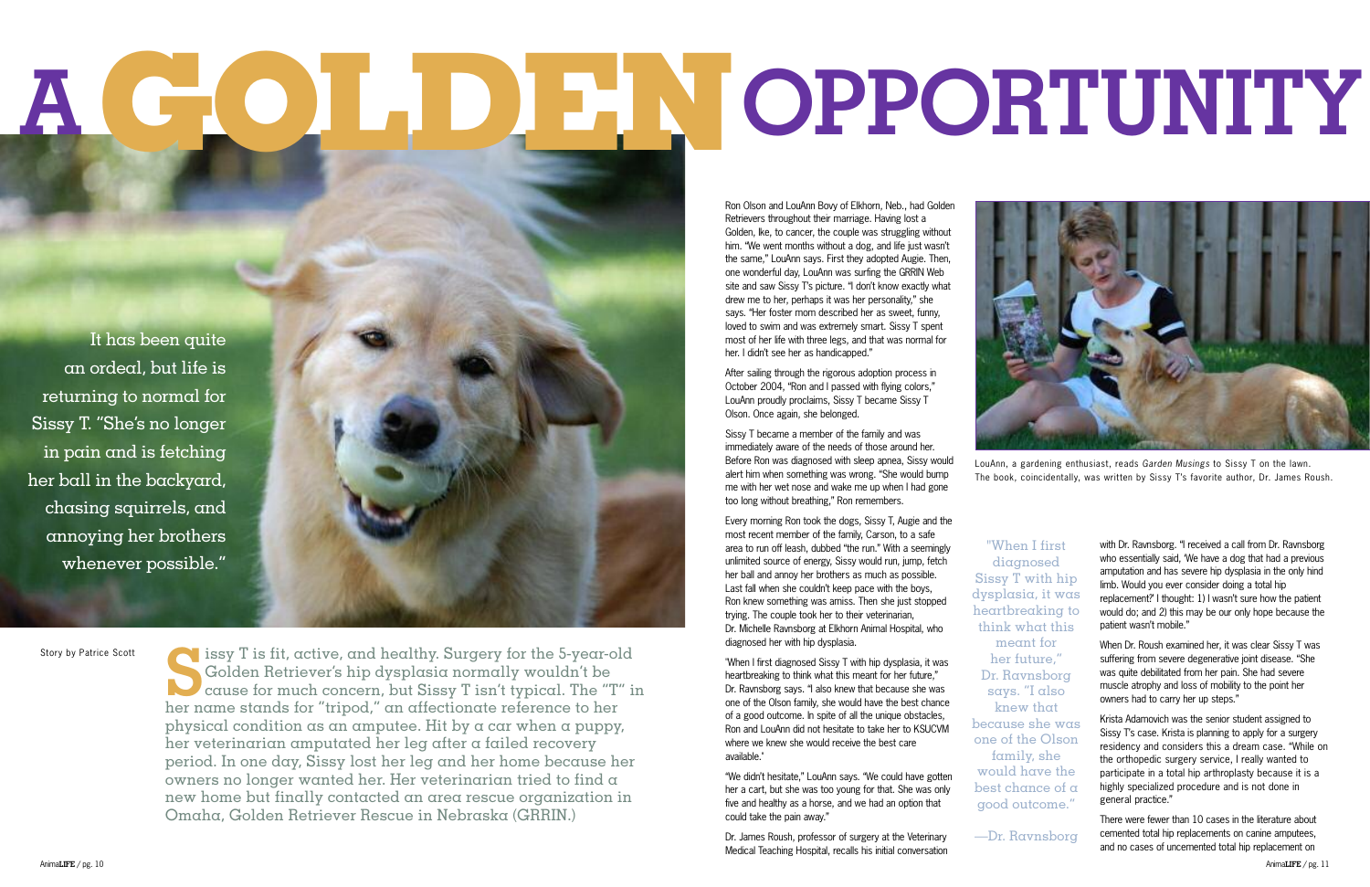# A GOLDEN OPPORTUNITY

It has been quite an ordeal, but life is returning to normal for Sissy T. "She's no longer in pain and is fetching her ball in the backyard, chasing squirrels, and annoying her brothers whenever possible."

Story by Patrice Scott

Sissy T is fit, active, and healthy. Surgery for the 5-year-old Golden Retriever's hip dysplasia normally wouldn't be cause for much concern, but Sissy T isn't typical. The "T" in her name stands for "tripod," an affectionate reference to her physical condition as an amputee. Hit by a car when a puppy, her veterinarian amputated her leg after a failed recovery period. In one day, Sissy lost her leg and her home because her owners no longer wanted her. Her veterinarian tried to find a new home but finally contacted an area rescue organization in Omaha, Golden Retriever Rescue in Nebraska (GRRIN.)

Ron Olson and LouAnn Bovy of Elkhorn, Neb., had Golden Retrievers throughout their marriage. Having lost a Golden, Ike, to cancer, the couple was struggling without him. "We went months without a dog, and life just wasn't the same," LouAnn says. First they adopted Augie. Then, one wonderful day, LouAnn was surfing the GRRIN Web site and saw Sissy T's picture. "I don't know exactly what drew me to her, perhaps it was her personality," she says. "Her foster mom described her as sweet, funny, loved to swim and was extremely smart. Sissy T spent most of her life with three legs, and that was normal for her. I didn't see her as handicapped."

After sailing through the rigorous adoption process in October 2004, "Ron and I passed with flying colors," LouAnn proudly proclaims, Sissy T became Sissy T Olson. Once again, she belonged.

Sissy T became a member of the family and was immediately aware of the needs of those around her. Before Ron was diagnosed with sleep apnea, Sissy would alert him when something was wrong. "She would bump me with her wet nose and wake me up when I had gone too long without breathing," Ron remembers.

Every morning Ron took the dogs, Sissy T, Augie and the most recent member of the family, Carson, to a safe area to run off leash, dubbed "the run." With a seemingly unlimited source of energy, Sissy would run, jump, fetch her ball and annoy her brothers as much as possible. Last fall when she couldn't keep pace with the boys, Ron knew something was amiss. Then she just stopped trying. The couple took her to their veterinarian, Dr. Michelle Ravnsborg at Elkhorn Animal Hospital, who diagnosed her with hip dysplasia.

"When I first diagnosed Sissy T with hip dysplasia, it was heartbreaking to think what this meant for her future," Dr. Ravnsborg says. "I also knew that because she was one of the Olson family, she would have the best chance of a good outcome. In spite of all the unique obstacles, Ron and LouAnn did not hesitate to take her to KSUCVM where we knew she would receive the best care available."

"We didn't hesitate," LouAnn says. "We could have gotten her a cart, but she was too young for that. She was only five and healthy as a horse, and we had an option that could take the pain away."

Dr. James Roush, professor of surgery at the Veterinary Medical Teaching Hospital, recalls his initial conversation with Dr. Ravnsborg. "I received a call from Dr. Ravnsborg who essentially said, 'We have a dog that had a previous amputation and has severe hip dysplasia in the only hind limb. Would you ever consider doing a total hip replacement?' I thought: 1) I wasn't sure how the patient would do; and 2) this may be our only hope because the patient wasn't mobile."

> "When I first diagnosed Sissy T with hip dysplasia, it was heartbreaking to think what this meant for her future," Dr. Ravnsborg says. "I also knew that because she was one of the Olson family, she would have the best chance of a good outcome."
>
> —Dr. Ravnsborg

LouAnn, a gardening enthusiast, reads *Garden Musings* to Sissy T on the lawn. The book, coincidentally, was written by Sissy T's favorite author, Dr. James Roush.

When Dr. Roush examined her, it was clear Sissy T was suffering from severe degenerative joint disease. "She was quite debilitated from her pain. She had severe muscle atrophy and loss of mobility to the point her owners had to carry her up steps."

Krista Adamovich was the senior student assigned to Sissy T's case. Krista is planning to apply for a surgery residency and considers this a dream case. "While on the orthopedic surgery service, I really wanted to participate in a total hip arthroplasty because it is a highly specialized procedure and is not done in general practice."

There were fewer than 10 cases in the literature about cemented total hip replacements on canine amputees, and no cases of uncemented total hip replacement on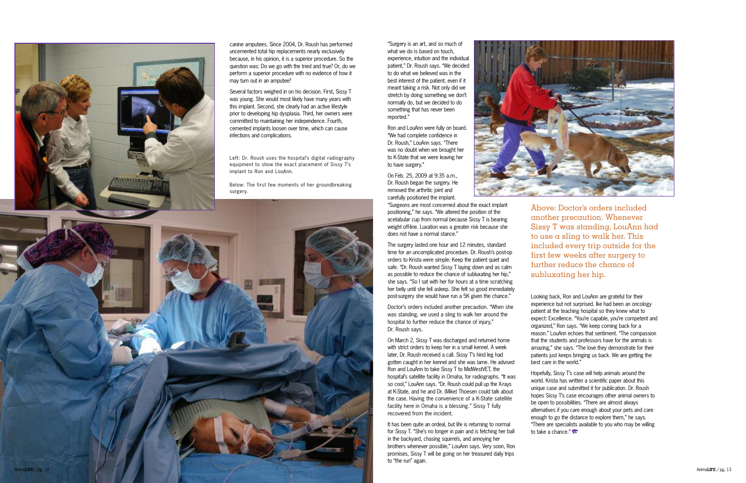canine amputees. Since 2004, Dr. Roush has performed uncemented total hip replacements nearly exclusively because, in his opinion, it is a superior procedure. So the question was: Do we go with the tried and true? Or, do we perform a superior procedure with no evidence of how it may turn out in an amputee?

Several factors weighed in on his decision. First, Sissy T was young. She would most likely have many years with this implant. Second, she clearly had an active lifestyle prior to developing hip dysplasia. Third, her owners were committed to maintaining her independence. Fourth, cemented implants loosen over time, which can cause infections and complications.

Left: Dr. Roush uses the hospital's digital radiography equipment to show the exact placement of Sissy T's implant to Ron and LouAnn.

Below: The first few moments of her groundbreaking surgery.

"Surgery is an art, and so much of what we do is based on touch, experience, intuition and the individual patient," Dr. Roush says. "We decided to do what we believed was in the best interest of the patient, even if it meant taking a risk. Not only did we stretch by doing something we don't normally do, but we decided to do something that has never been reported."

Ron and LouAnn were fully on board. "We had complete confidence in Dr. Roush," LouAnn says. "There was no doubt when we brought her to K-State that we were leaving her to have surgery."

On Feb. 25, 2009 at 9:35 a.m., Dr. Roush began the surgery. He removed the arthritic joint and carefully positioned the implant. "Surgeons are most concerned about the exact implant positioning," he says. "We altered the position of the acetabular cup from normal because Sissy T is bearing weight off-line. Luxation was a greater risk because she does not have a normal stance."

The surgery lasted one hour and 12 minutes, standard time for an uncomplicated procedure. Dr. Roush's post-op orders to Krista were simple: Keep the patient quiet and safe. "Dr. Roush wanted Sissy T laying down and as calm as possible to reduce the chance of subluxating her hip," she says. "So I sat with her for hours at a time scratching her belly until she fell asleep. She felt so good immediately post-surgery she would have run a 5K given the chance."

Doctor's orders included another precaution. "When she was standing, we used a sling to walk her around the hospital to further reduce the chance of injury," Dr. Roush says.

On March 2, Sissy T was discharged and returned home with strict orders to keep her in a small kennel. A week later, Dr. Roush received a call. Sissy T's hind leg had gotten caught in her kennel and she was lame. He advised Ron and LouAnn to take Sissy T to MidWestVET, the hospital's satellite facility in Omaha, for radiographs. "It was so cool," LouAnn says. "Dr. Roush could pull up the X-rays at K-State, and he and Dr. (Mike) Thoesen could talk about the case. Having the convenience of a K-State satellite facility here in Omaha is a blessing." Sissy T fully recovered from the incident.

It has been quite an ordeal, but life is returning to normal for Sissy T. "She's no longer in pain and is fetching her ball in the backyard, chasing squirrels, and annoying her brothers whenever possible," LouAnn says. Very soon, Ron promises, Sissy T will be going on her treasured daily trips to "the run" again.

Above: Doctor's orders included another precaution. Whenever Sissy T was standing, LouAnn had to use a sling to walk her. This included every trip outside for the first few weeks after surgery to further reduce the chance of subluxating her hip.

Looking back, Ron and LouAnn are grateful for their experience but not surprised. Ike had been an oncology patient at the teaching hospital so they knew what to expect: Excellence. "You're capable, you're competent and organized," Ron says. "We keep coming back for a reason." LouAnn echoes that sentiment. "The compassion that the students and professors have for the animals is amazing," she says. "The love they demonstrate for their patients just keeps bringing us back. We are getting the best care in the world."

Hopefully, Sissy T's case will help animals around the world. Krista has written a scientific paper about this unique case and submitted it for publication. Dr. Roush hopes Sissy T's case encourages other animal owners to be open to possibilities. "There are almost always alternatives if you care enough about your pets and care enough to go the distance to explore them," he says. "There are specialists available to you who may be willing to take a chance."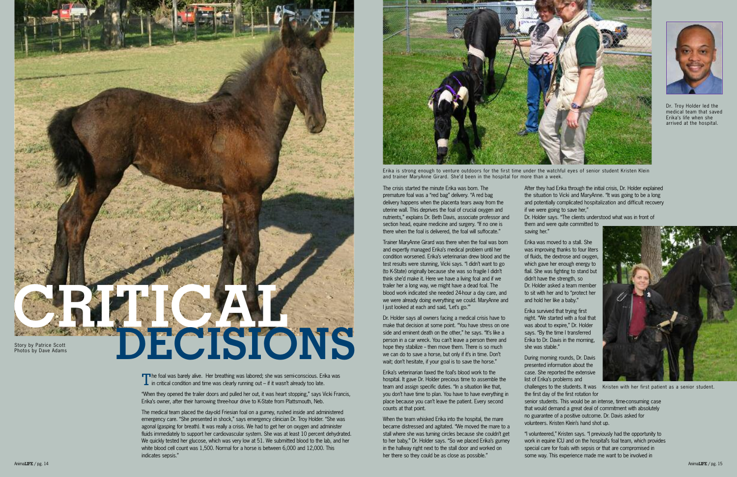# CRITICAL DECISIONS

Story by Patrice Scott
Photos by Dave Adams

The foal was barely alive. Her breathing was labored; she was semi-conscious. Erika was in critical condition and time was clearly running out – if it wasn't already too late.

"When they opened the trailer doors and pulled her out, it was heart stopping," says Vicki Francis, Erika's owner, after their harrowing three-hour drive to K-State from Plattsmouth, Neb.

The medical team placed the day-old Friesian foal on a gurney, rushed inside and administered emergency care. "She presented in shock," says emergency clinician Dr. Troy Holder. "She was agonal (gasping for breath). It was really a crisis. We had to get her on oxygen and administer fluids immediately to support her cardiovascular system. She was at least 10 percent dehydrated. We quickly tested her glucose, which was very low at 51. We submitted blood to the lab, and her white blood cell count was 1,500. Normal for a horse is between 6,000 and 12,000. This indicates sepsis."

Erika is strong enough to venture outdoors for the first time under the watchful eyes of senior student Kristen Klein and trainer MaryAnne Girard. She'd been in the hospital for more than a week.

Dr. Troy Holder led the medical team that saved Erika's life when she arrived at the hospital.

The crisis started the minute Erika was born. The premature foal was a "red bag" delivery. "A red bag delivery happens when the placenta tears away from the uterine wall. This deprives the foal of crucial oxygen and nutrients," explains Dr. Beth Davis, associate professor and section head, equine medicine and surgery. "If no one is there when the foal is delivered, the foal will suffocate."

Trainer MaryAnne Girard was there when the foal was born and expertly managed Erika's medical problem until her condition worsened. Erika's veterinarian drew blood and the test results were stunning, Vicki says. "I didn't want to go (to K-State) originally because she was so fragile I didn't think she'd make it. Here we have a living foal and if we trailer her a long way, we might have a dead foal. The blood work indicated she needed 24-hour a day care, and we were already doing everything we could. MaryAnne and I just looked at each and said, 'Let's go.'"

Dr. Holder says all owners facing a medical crisis have to make that decision at some point. "You have stress on one side and eminent death on the other," he says. "It's like a person in a car wreck. You can't leave a person there and hope they stabilize – then move them. There is so much we can do to save a horse, but only if it's in time. Don't wait; don't hesitate, if your goal is to save the horse."

Erika's veterinarian faxed the foal's blood work to the hospital. It gave Dr. Holder precious time to assemble the team and assign specific duties. "In a situation like that, you don't have time to plan. You have to have everything in place because you can't leave the patient. Every second counts at that point.

When the team whisked Erika into the hospital, the mare became distressed and agitated. "We moved the mare to a stall where she was turning circles because she couldn't get to her baby," Dr. Holder says. "So we placed Erika's gurney in the hallway right next to the stall door and worked on her there so they could be as close as possible."

After they had Erika through the initial crisis, Dr. Holder explained the situation to Vicki and MaryAnne. "It was going to be a long and potentially complicated hospitalization and difficult recovery if we were going to save her," Dr. Holder says. "The clients understood what was in front of them and were quite committed to saving her."

Erika was moved to a stall. She was improving thanks to four liters of fluids, the dextrose and oxygen, which gave her enough energy to flail. She was fighting to stand but didn't have the strength, so Dr. Holder asked a team member to sit with her and to "protect her and hold her like a baby."

Erika survived that trying first night. "We started with a foal that was about to expire," Dr. Holder says. "By the time I transferred Erika to Dr. Davis in the morning, she was stable."

During morning rounds, Dr. Davis presented information about the case. She reported the extensive list of Erika's problems and challenges to the students. It was the first day of the first rotation for senior students. This would be an intense, time-consuming case that would demand a great deal of commitment with absolutely no guarantee of a positive outcome. Dr. Davis asked for volunteers. Kristen Klein's hand shot up.

Kristen with her first patient as a senior student.

"I volunteered," Kristen says. "I previously had the opportunity to work in equine ICU and on the hospital's foal team, which provides special care for foals with sepsis or that are compromised in some way. This experience made me want to be involved in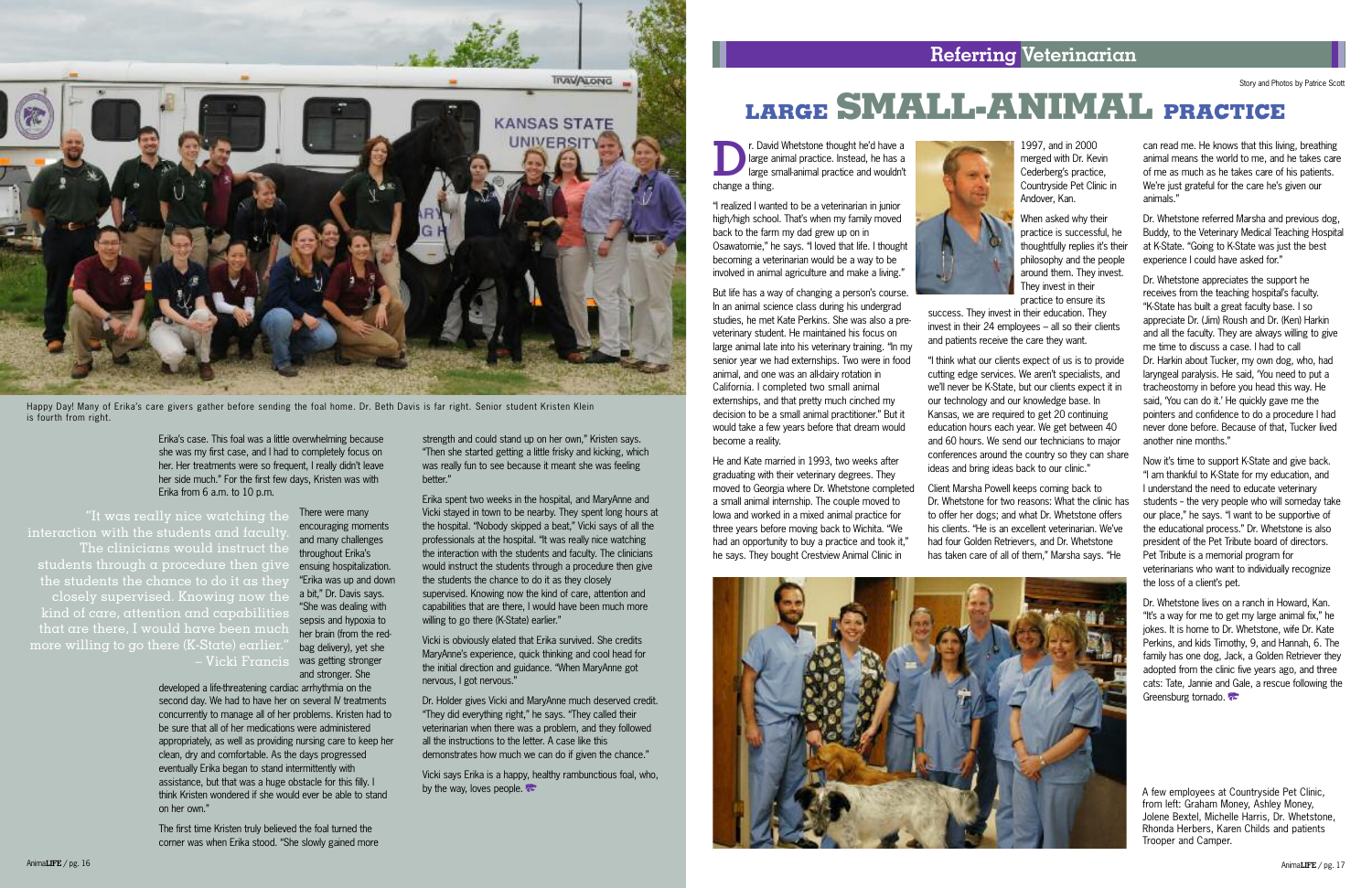Happy Day! Many of Erika's care givers gather before sending the foal home. Dr. Beth Davis is far right. Senior student Kristen Klein is fourth from right.

Erika's case. This foal was a little overwhelming because she was my first case, and I had to completely focus on her. Her treatments were so frequent, I really didn't leave her side much." For the first few days, Kristen was with Erika from 6 a.m. to 10 p.m.

> "It was really nice watching the interaction with the students and faculty. The clinicians would instruct the students through a procedure then give the students the chance to do it as they closely supervised. Knowing now the kind of care, attention and capabilities that are there, I would have been much more willing to go there (K-State) earlier."
> – Vicki Francis

There were many encouraging moments and many challenges throughout Erika's ensuing hospitalization. "Erika was up and down a bit," Dr. Davis says. "She was dealing with sepsis and hypoxia to her brain (from the red-bag delivery), yet she was getting stronger and stronger. She developed a life-threatening cardiac arrhythmia on the second day. We had to have her on several IV treatments concurrently to manage all of her problems. Kristen had to be sure that all of her medications were administered appropriately, as well as providing nursing care to keep her clean, dry and comfortable. As the days progressed eventually Erika began to stand intermittently with assistance, but that was a huge obstacle for this filly. I think Kristen wondered if she would ever be able to stand on her own."

The first time Kristen truly believed the foal turned the corner was when Erika stood. "She slowly gained more strength and could stand up on her own," Kristen says. "Then she started getting a little frisky and kicking, which was really fun to see because it meant she was feeling better."

Erika spent two weeks in the hospital, and MaryAnne and Vicki stayed in town to be nearby. They spent long hours at the hospital. "Nobody skipped a beat," Vicki says of all the professionals at the hospital. "It was really nice watching the interaction with the students and faculty. The clinicians would instruct the students through a procedure then give the students the chance to do it as they closely supervised. Knowing now the kind of care, attention and capabilities that are there, I would have been much more willing to go there (K-State) earlier."

Vicki is obviously elated that Erika survived. She credits MaryAnne's experience, quick thinking and cool head for the initial direction and guidance. "When MaryAnne got nervous, I got nervous."

Dr. Holder gives Vicki and MaryAnne much deserved credit. "They did everything right," he says. "They called their veterinarian when there was a problem, and they followed all the instructions to the letter. A case like this demonstrates how much we can do if given the chance."

Vicki says Erika is a happy, healthy rambunctious foal, who, by the way, loves people.

## Referring Veterinarian

Story and Photos by Patrice Scott

# LARGE SMALL-ANIMAL PRACTICE

Dr. David Whetstone thought he'd have a large animal practice. Instead, he has a large small-animal practice and wouldn't change a thing.

"I realized I wanted to be a veterinarian in junior high/high school. That's when my family moved back to the farm my dad grew up on in Osawatomie," he says. "I loved that life. I thought becoming a veterinarian would be a way to be involved in animal agriculture and make a living."

But life has a way of changing a person's course. In an animal science class during his undergrad studies, he met Kate Perkins. She was also a pre-veterinary student. He maintained his focus on large animal late into his veterinary training. "In my senior year we had externships. Two were in food animal, and one was an all-dairy rotation in California. I completed two small animal externships, and that pretty much cinched my decision to be a small animal practitioner." But it would take a few years before that dream would become a reality.

He and Kate married in 1993, two weeks after graduating with their veterinary degrees. They moved to Georgia where Dr. Whetstone completed a small animal internship. The couple moved to Iowa and worked in a mixed animal practice for three years before moving back to Wichita. "We had an opportunity to buy a practice and took it," he says. They bought Crestview Animal Clinic in 1997, and in 2000 merged with Dr. Kevin Cederberg's practice, Countryside Pet Clinic in Andover, Kan.

When asked why their practice is successful, he thoughtfully replies it's their philosophy and the people around them. They invest. They invest in their practice to ensure its success. They invest in their education. They invest in their 24 employees – all so their clients and patients receive the care they want.

"I think what our clients expect of us is to provide cutting edge services. We aren't specialists, and we'll never be K-State, but our clients expect it in our technology and our knowledge base. In Kansas, we are required to get 20 continuing education hours each year. We get between 40 and 60 hours. We send our technicians to major conferences around the country so they can share ideas and bring ideas back to our clinic."

Client Marsha Powell keeps coming back to Dr. Whetstone for two reasons: What the clinic has to offer her dogs; and what Dr. Whetstone offers his clients. "He is an excellent veterinarian. We've had four Golden Retrievers, and Dr. Whetstone has taken care of all of them," Marsha says. "He can read me. He knows that this living, breathing animal means the world to me, and he takes care of me as much as he takes care of his patients. We're just grateful for the care he's given our animals."

Dr. Whetstone referred Marsha and previous dog, Buddy, to the Veterinary Medical Teaching Hospital at K-State. "Going to K-State was just the best experience I could have asked for."

Dr. Whetstone appreciates the support he receives from the teaching hospital's faculty. "K-State has built a great faculty base. I so appreciate Dr. (Jim) Roush and Dr. (Ken) Harkin and all the faculty. They are always willing to give me time to discuss a case. I had to call Dr. Harkin about Tucker, my own dog, who, had laryngeal paralysis. He said, 'You need to put a tracheostomy in before you head this way. He said, 'You can do it.' He quickly gave me the pointers and confidence to do a procedure I had never done before. Because of that, Tucker lived another nine months."

Now it's time to support K-State and give back. "I am thankful to K-State for my education, and I understand the need to educate veterinary students – the very people who will someday take our place," he says. "I want to be supportive of the educational process." Dr. Whetstone is also president of the Pet Tribute board of directors. Pet Tribute is a memorial program for veterinarians who want to individually recognize the loss of a client's pet.

Dr. Whetstone lives on a ranch in Howard, Kan. "It's a way for me to get my large animal fix," he jokes. It is home to Dr. Whetstone, wife Dr. Kate Perkins, and kids Timothy, 9, and Hannah, 6. The family has one dog, Jack, a Golden Retriever they adopted from the clinic five years ago, and three cats: Tate, Jannie and Gale, a rescue following the Greensburg tornado.

A few employees at Countryside Pet Clinic, from left: Graham Money, Ashley Money, Jolene Bextel, Michelle Harris, Dr. Whetstone, Rhonda Herbers, Karen Childs and patients Trooper and Camper.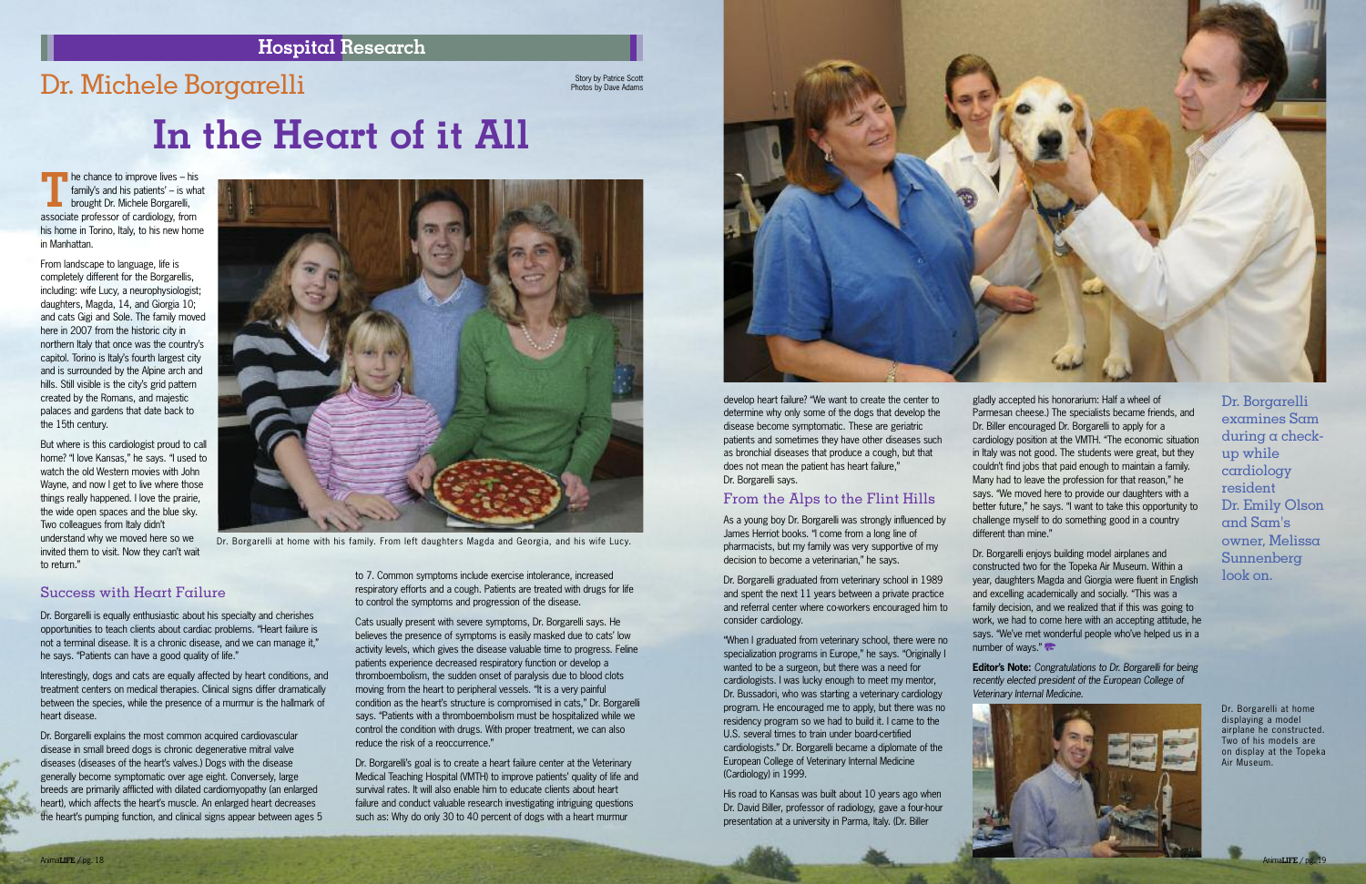## Hospital Research

# Dr. Michele Borgarelli

Story by Patrice Scott
Photos by Dave Adams

# In the Heart of it All

The chance to improve lives – his family's and his patients' – is what brought Dr. Michele Borgarelli, associate professor of cardiology, from his home in Torino, Italy, to his new home in Manhattan.

From landscape to language, life is completely different for the Borgarellis, including: wife Lucy, a neurophysiologist; daughters, Magda, 14, and Giorgia 10; and cats Gigi and Sole. The family moved here in 2007 from the historic city in northern Italy that once was the country's capitol. Torino is Italy's fourth largest city and is surrounded by the Alpine arch and hills. Still visible is the city's grid pattern created by the Romans, and majestic palaces and gardens that date back to the 15th century.

But where is this cardiologist proud to call home? "I love Kansas," he says. "I used to watch the old Western movies with John Wayne, and now I get to live where those things really happened. I love the prairie, the wide open spaces and the blue sky. Two colleagues from Italy didn't understand why we moved here so we invited them to visit. Now they can't wait to return."

Dr. Borgarelli at home with his family. From left daughters Magda and Georgia, and his wife Lucy.

## Success with Heart Failure

Dr. Borgarelli is equally enthusiastic about his specialty and cherishes opportunities to teach clients about cardiac problems. "Heart failure is not a terminal disease. It is a chronic disease, and we can manage it," he says. "Patients can have a good quality of life."

Interestingly, dogs and cats are equally affected by heart conditions, and treatment centers on medical therapies. Clinical signs differ dramatically between the species, while the presence of a murmur is the hallmark of heart disease.

Dr. Borgarelli explains the most common acquired cardiovascular disease in small breed dogs is chronic degenerative mitral valve diseases (diseases of the heart's valves.) Dogs with the disease generally become symptomatic over age eight. Conversely, large breeds are primarily afflicted with dilated cardiomyopathy (an enlarged heart), which affects the heart's muscle. An enlarged heart decreases the heart's pumping function, and clinical signs appear between ages 5 to 7. Common symptoms include exercise intolerance, increased respiratory efforts and a cough. Patients are treated with drugs for life to control the symptoms and progression of the disease.

Cats usually present with severe symptoms, Dr. Borgarelli says. He believes the presence of symptoms is easily masked due to cats' low activity levels, which gives the disease valuable time to progress. Feline patients experience decreased respiratory function or develop a thromboembolism, the sudden onset of paralysis due to blood clots moving from the heart to peripheral vessels. "It is a very painful condition as the heart's structure is compromised in cats," Dr. Borgarelli says. "Patients with a thromboembolism must be hospitalized while we control the condition with drugs. With proper treatment, we can also reduce the risk of a reoccurrence."

Dr. Borgarelli's goal is to create a heart failure center at the Veterinary Medical Teaching Hospital (VMTH) to improve patients' quality of life and survival rates. It will also enable him to educate clients about heart failure and conduct valuable research investigating intriguing questions such as: Why do only 30 to 40 percent of dogs with a heart murmur develop heart failure? "We want to create the center to determine why only some of the dogs that develop the disease become symptomatic. These are geriatric patients and sometimes they have other diseases such as bronchial diseases that produce a cough, but that does not mean the patient has heart failure," Dr. Borgarelli says.

## From the Alps to the Flint Hills

As a young boy Dr. Borgarelli was strongly influenced by James Herriot books. "I come from a long line of pharmacists, but my family was very supportive of my decision to become a veterinarian," he says.

Dr. Borgarelli graduated from veterinary school in 1989 and spent the next 11 years between a private practice and referral center where co-workers encouraged him to consider cardiology.

"When I graduated from veterinary school, there were no specialization programs in Europe," he says. "Originally I wanted to be a surgeon, but there was a need for cardiologists. I was lucky enough to meet my mentor, Dr. Bussadori, who was starting a veterinary cardiology program. He encouraged me to apply, but there was no residency program so we had to build it. I came to the U.S. several times to train under board-certified cardiologists." Dr. Borgarelli became a diplomate of the European College of Veterinary Internal Medicine (Cardiology) in 1999.

His road to Kansas was built about 10 years ago when Dr. David Biller, professor of radiology, gave a four-hour presentation at a university in Parma, Italy. (Dr. Biller gladly accepted his honorarium: Half a wheel of Parmesan cheese.) The specialists became friends, and Dr. Biller encouraged Dr. Borgarelli to apply for a cardiology position at the VMTH. "The economic situation in Italy was not good. The students were great, but they couldn't find jobs that paid enough to maintain a family. Many had to leave the profession for that reason," he says. "We moved here to provide our daughters with a better future," he says. "I want to take this opportunity to challenge myself to do something good in a country different than mine."

Dr. Borgarelli enjoys building model airplanes and constructed two for the Topeka Air Museum. Within a year, daughters Magda and Giorgia were fluent in English and excelling academically and socially. "This was a family decision, and we realized that if this was going to work, we had to come here with an accepting attitude, he says. "We've met wonderful people who've helped us in a number of ways."

**Editor's Note:** *Congratulations to Dr. Borgarelli for being recently elected president of the European College of Veterinary Internal Medicine.*

Dr. Borgarelli examines Sam during a check-up while cardiology resident Dr. Emily Olson and Sam's owner, Melissa Sunnenberg look on.

Dr. Borgarelli at home displaying a model airplane he constructed. Two of his models are on display at the Topeka Air Museum.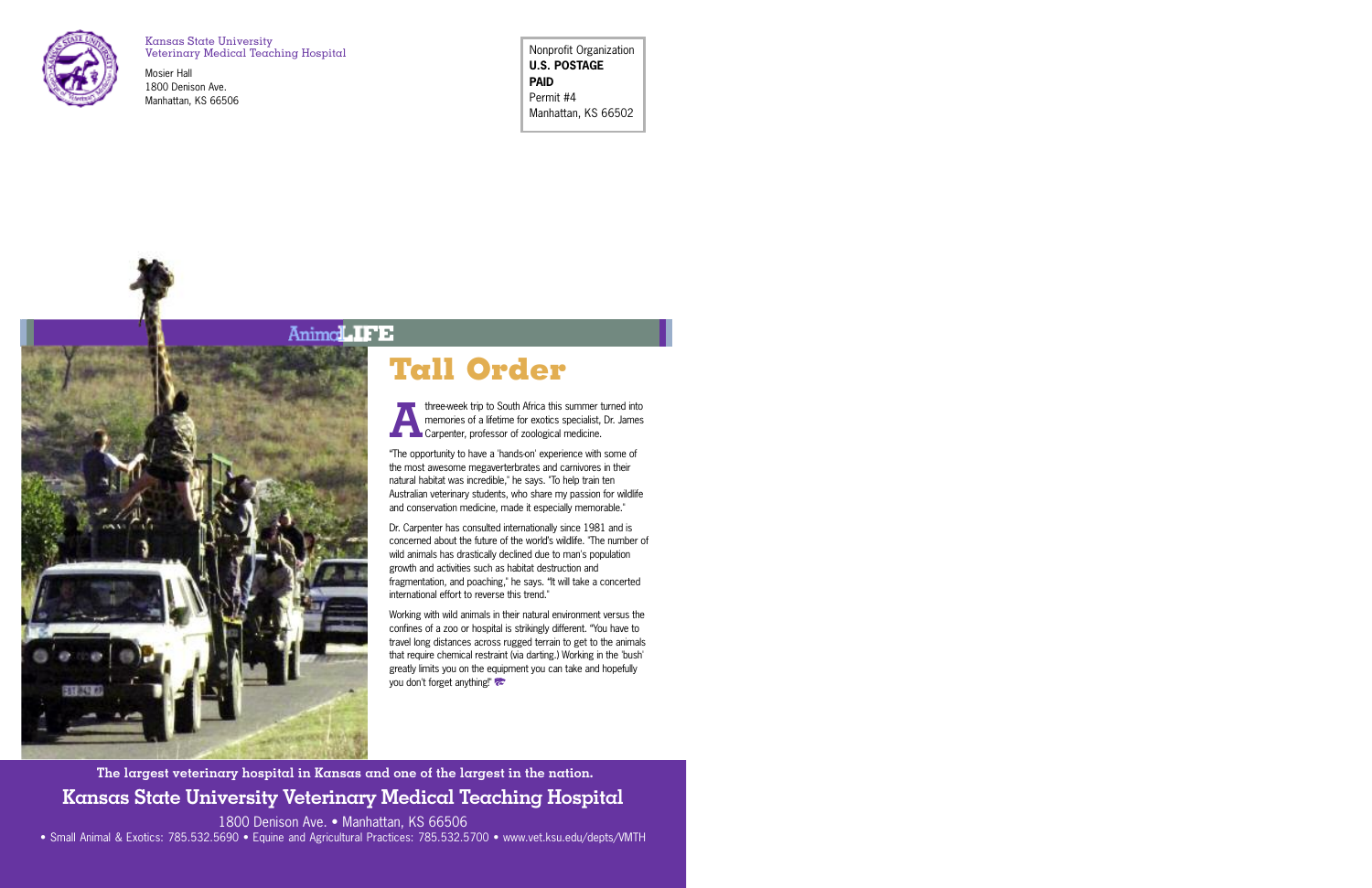Kansas State University
Veterinary Medical Teaching Hospital

Mosier Hall
1800 Denison Ave.
Manhattan, KS 66506

Nonprofit Organization
**U.S. POSTAGE**
**PAID**
Permit #4
Manhattan, KS 66502

AnimalLIFE

# Tall Order

A three-week trip to South Africa this summer turned into memories of a lifetime for exotics specialist, Dr. James Carpenter, professor of zoological medicine.

"The opportunity to have a 'hands-on' experience with some of the most awesome megaverterbrates and carnivores in their natural habitat was incredible," he says. "To help train ten Australian veterinary students, who share my passion for wildlife and conservation medicine, made it especially memorable."

Dr. Carpenter has consulted internationally since 1981 and is concerned about the future of the world's wildlife. "The number of wild animals has drastically declined due to man's population growth and activities such as habitat destruction and fragmentation, and poaching," he says. "It will take a concerted international effort to reverse this trend."

Working with wild animals in their natural environment versus the confines of a zoo or hospital is strikingly different. "You have to travel long distances across rugged terrain to get to the animals that require chemical restraint (via darting.) Working in the 'bush' greatly limits you on the equipment you can take and hopefully you don't forget anything!"

**The largest veterinary hospital in Kansas and one of the largest in the nation.**

**Kansas State University Veterinary Medical Teaching Hospital**

1800 Denison Ave. • Manhattan, KS 66506

• Small Animal & Exotics: 785.532.5690 • Equine and Agricultural Practices: 785.532.5700 • www.vet.ksu.edu/depts/VMTH